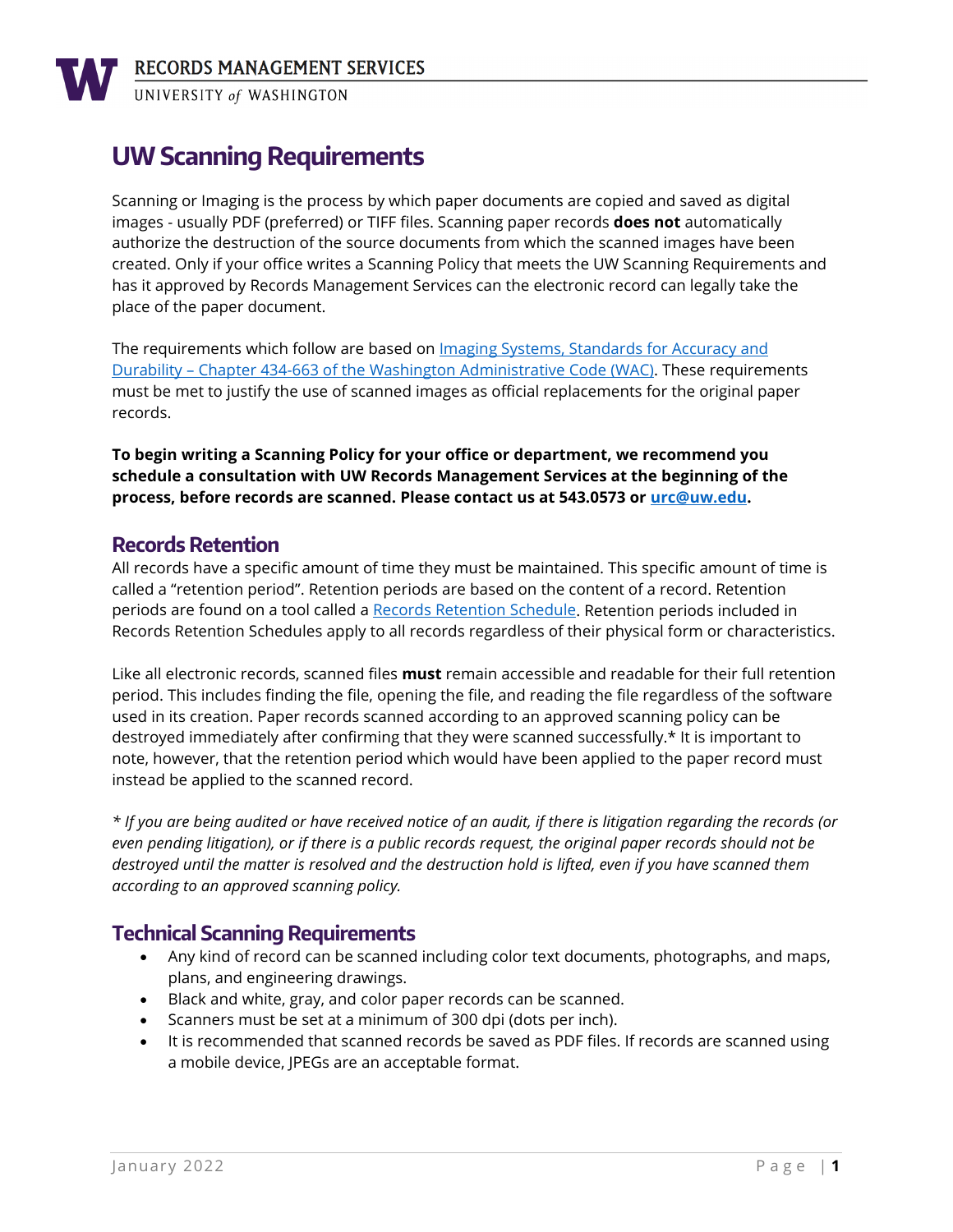# UW Scanning Requirements

Scanning or Imaging is the process by which paper documents are copied and saved as digital images - usually PDF (preferred) or TIFF files. Scanning paper records **does not** automatically authorize the destruction of the source documents from which the scanned images have been created. Only if your office writes a Scanning Policy that meets the UW Scanning Requirements and has it approved by Records Management Services can the electronic record can legally take the place of the paper document.

The requirements which follow are based on [Imaging Systems, Standards for Accuracy and Durability – Chapter 434-663 of the Washington Administrative Code (WAC)](). These requirements must be met to justify the use of scanned images as official replacements for the original paper records.

**To begin writing a Scanning Policy for your office or department, we recommend you schedule a consultation with UW Records Management Services at the beginning of the process, before records are scanned. Please contact us at 543.0573 or [urc@uw.edu]().**

## Records Retention

All records have a specific amount of time they must be maintained. This specific amount of time is called a "retention period". Retention periods are based on the content of a record. Retention periods are found on a tool called a [Records Retention Schedule](). Retention periods included in Records Retention Schedules apply to all records regardless of their physical form or characteristics.

Like all electronic records, scanned files **must** remain accessible and readable for their full retention period. This includes finding the file, opening the file, and reading the file regardless of the software used in its creation. Paper records scanned according to an approved scanning policy can be destroyed immediately after confirming that they were scanned successfully.* It is important to note, however, that the retention period which would have been applied to the paper record must instead be applied to the scanned record.

*\* If you are being audited or have received notice of an audit, if there is litigation regarding the records (or even pending litigation), or if there is a public records request, the original paper records should not be destroyed until the matter is resolved and the destruction hold is lifted, even if you have scanned them according to an approved scanning policy.*

## Technical Scanning Requirements

- Any kind of record can be scanned including color text documents, photographs, and maps, plans, and engineering drawings.
- Black and white, gray, and color paper records can be scanned.
- Scanners must be set at a minimum of 300 dpi (dots per inch).
- It is recommended that scanned records be saved as PDF files. If records are scanned using a mobile device, JPEGs are an acceptable format.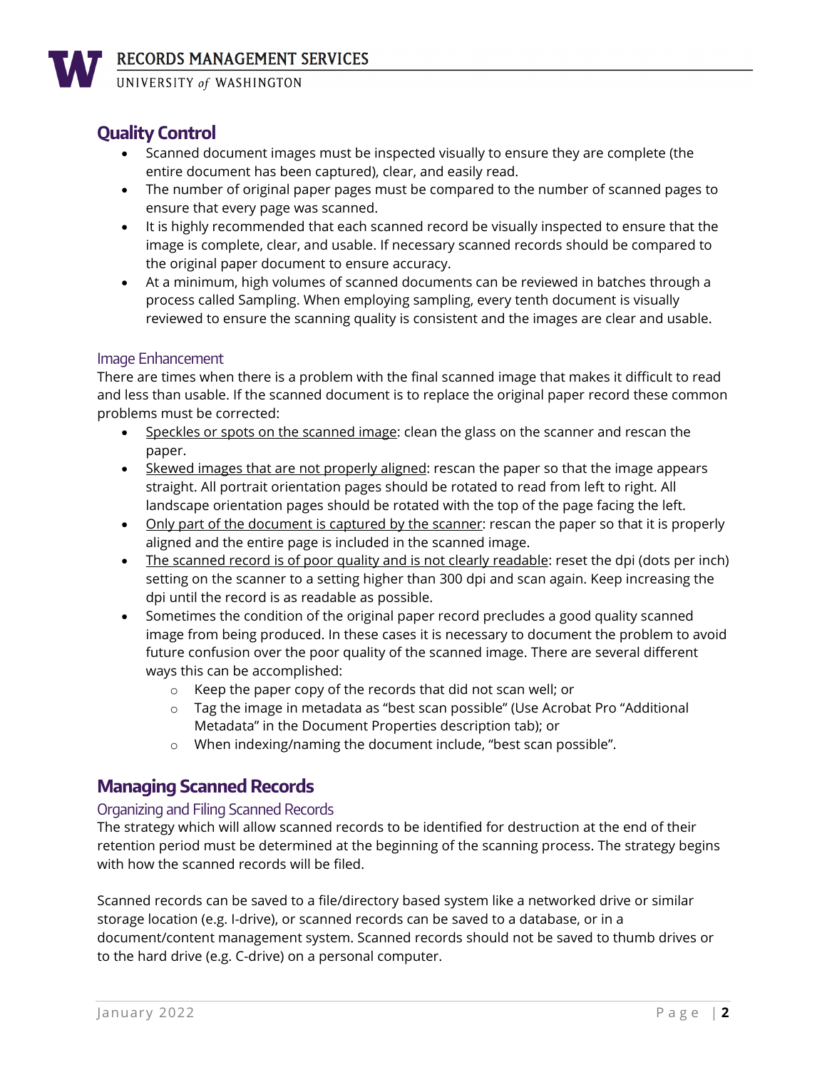## Quality Control

- Scanned document images must be inspected visually to ensure they are complete (the entire document has been captured), clear, and easily read.
- The number of original paper pages must be compared to the number of scanned pages to ensure that every page was scanned.
- It is highly recommended that each scanned record be visually inspected to ensure that the image is complete, clear, and usable. If necessary scanned records should be compared to the original paper document to ensure accuracy.
- At a minimum, high volumes of scanned documents can be reviewed in batches through a process called Sampling. When employing sampling, every tenth document is visually reviewed to ensure the scanning quality is consistent and the images are clear and usable.

### Image Enhancement

There are times when there is a problem with the final scanned image that makes it difficult to read and less than usable. If the scanned document is to replace the original paper record these common problems must be corrected:

- <u>Speckles or spots on the scanned image</u>: clean the glass on the scanner and rescan the paper.
- <u>Skewed images that are not properly aligned</u>: rescan the paper so that the image appears straight. All portrait orientation pages should be rotated to read from left to right. All landscape orientation pages should be rotated with the top of the page facing the left.
- <u>Only part of the document is captured by the scanner</u>: rescan the paper so that it is properly aligned and the entire page is included in the scanned image.
- <u>The scanned record is of poor quality and is not clearly readable</u>: reset the dpi (dots per inch) setting on the scanner to a setting higher than 300 dpi and scan again. Keep increasing the dpi until the record is as readable as possible.
- Sometimes the condition of the original paper record precludes a good quality scanned image from being produced. In these cases it is necessary to document the problem to avoid future confusion over the poor quality of the scanned image. There are several different ways this can be accomplished:
  - Keep the paper copy of the records that did not scan well; or
  - Tag the image in metadata as "best scan possible" (Use Acrobat Pro "Additional Metadata" in the Document Properties description tab); or
  - When indexing/naming the document include, "best scan possible".

## Managing Scanned Records

### Organizing and Filing Scanned Records

The strategy which will allow scanned records to be identified for destruction at the end of their retention period must be determined at the beginning of the scanning process. The strategy begins with how the scanned records will be filed.

Scanned records can be saved to a file/directory based system like a networked drive or similar storage location (e.g. I-drive), or scanned records can be saved to a database, or in a document/content management system. Scanned records should not be saved to thumb drives or to the hard drive (e.g. C-drive) on a personal computer.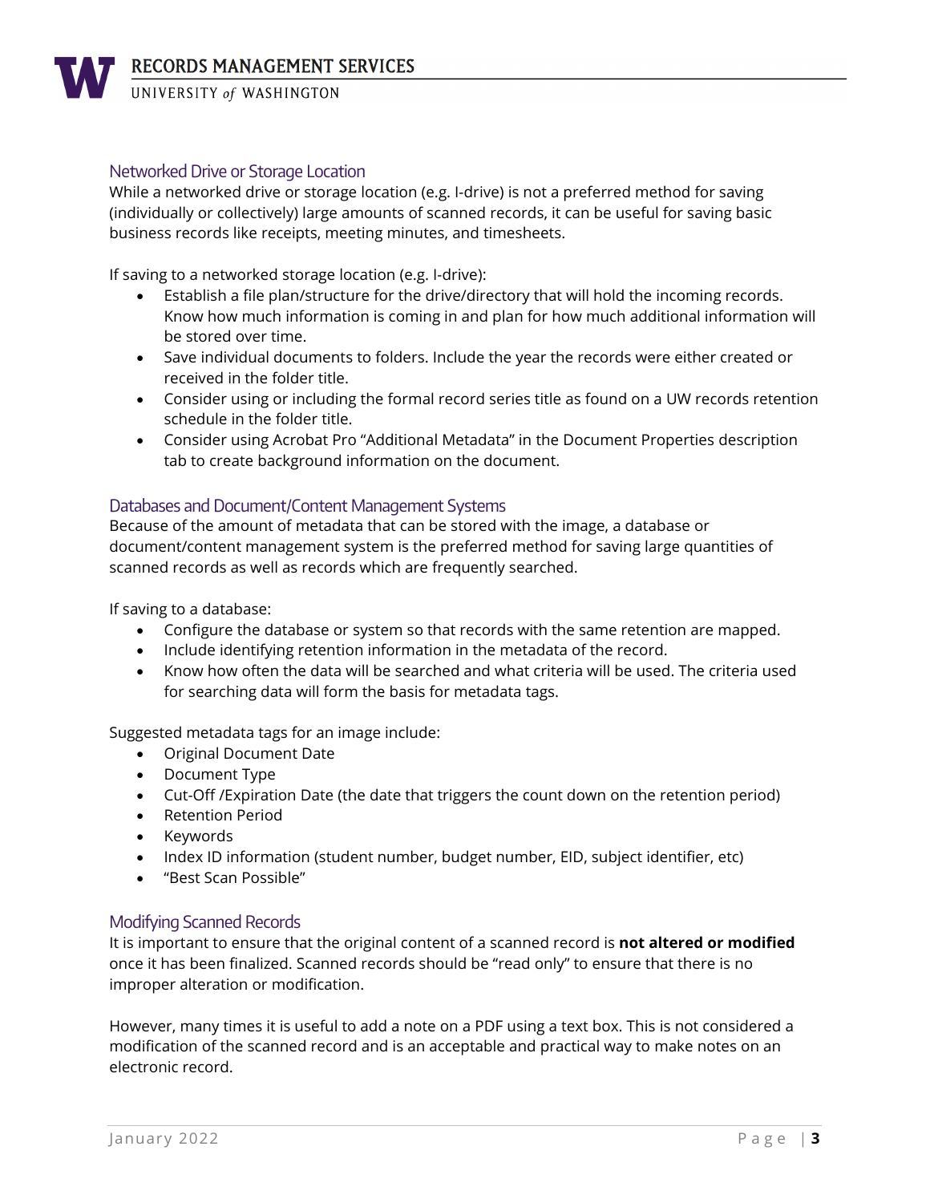## Networked Drive or Storage Location

While a networked drive or storage location (e.g. I-drive) is not a preferred method for saving (individually or collectively) large amounts of scanned records, it can be useful for saving basic business records like receipts, meeting minutes, and timesheets.

If saving to a networked storage location (e.g. I-drive):

- Establish a file plan/structure for the drive/directory that will hold the incoming records. Know how much information is coming in and plan for how much additional information will be stored over time.
- Save individual documents to folders. Include the year the records were either created or received in the folder title.
- Consider using or including the formal record series title as found on a UW records retention schedule in the folder title.
- Consider using Acrobat Pro "Additional Metadata" in the Document Properties description tab to create background information on the document.

## Databases and Document/Content Management Systems

Because of the amount of metadata that can be stored with the image, a database or document/content management system is the preferred method for saving large quantities of scanned records as well as records which are frequently searched.

If saving to a database:

- Configure the database or system so that records with the same retention are mapped.
- Include identifying retention information in the metadata of the record.
- Know how often the data will be searched and what criteria will be used. The criteria used for searching data will form the basis for metadata tags.

Suggested metadata tags for an image include:

- Original Document Date
- Document Type
- Cut-Off /Expiration Date (the date that triggers the count down on the retention period)
- Retention Period
- Keywords
- Index ID information (student number, budget number, EID, subject identifier, etc)
- "Best Scan Possible"

## Modifying Scanned Records

It is important to ensure that the original content of a scanned record is **not altered or modified** once it has been finalized. Scanned records should be "read only" to ensure that there is no improper alteration or modification.

However, many times it is useful to add a note on a PDF using a text box. This is not considered a modification of the scanned record and is an acceptable and practical way to make notes on an electronic record.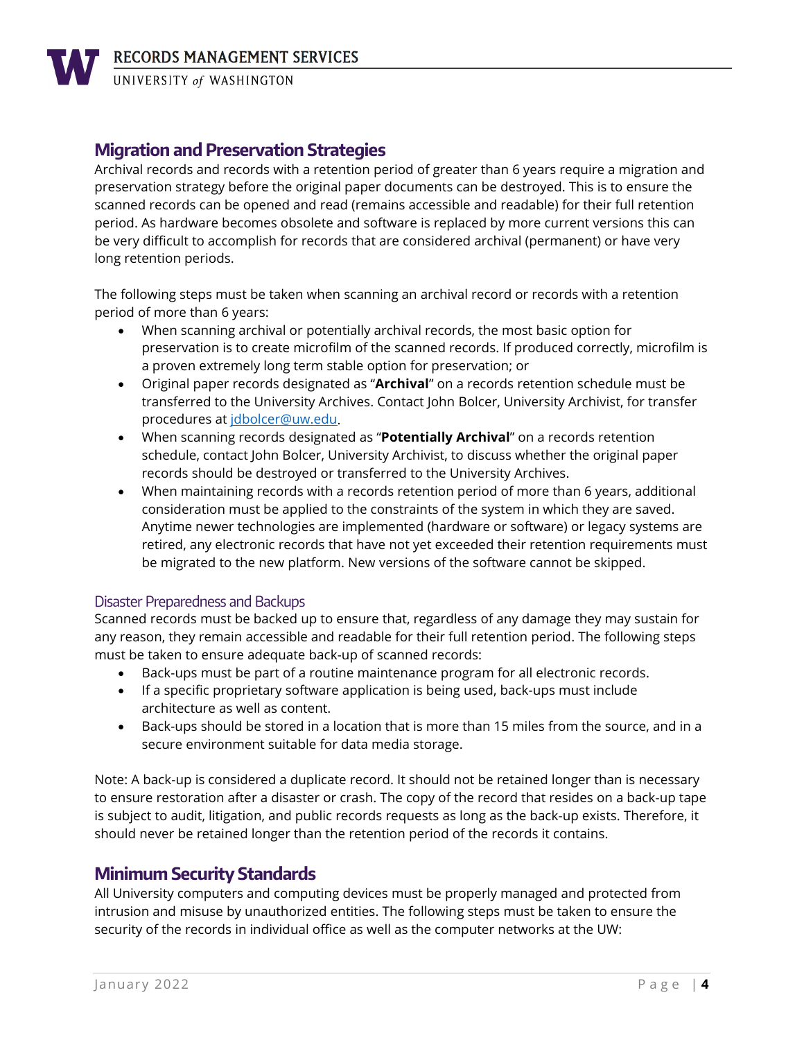## Migration and Preservation Strategies

Archival records and records with a retention period of greater than 6 years require a migration and preservation strategy before the original paper documents can be destroyed. This is to ensure the scanned records can be opened and read (remains accessible and readable) for their full retention period. As hardware becomes obsolete and software is replaced by more current versions this can be very difficult to accomplish for records that are considered archival (permanent) or have very long retention periods.

The following steps must be taken when scanning an archival record or records with a retention period of more than 6 years:

- When scanning archival or potentially archival records, the most basic option for preservation is to create microfilm of the scanned records. If produced correctly, microfilm is a proven extremely long term stable option for preservation; or
- Original paper records designated as "**Archival**" on a records retention schedule must be transferred to the University Archives. Contact John Bolcer, University Archivist, for transfer procedures at [jdbolcer@uw.edu](mailto:jdbolcer@uw.edu).
- When scanning records designated as "**Potentially Archival**" on a records retention schedule, contact John Bolcer, University Archivist, to discuss whether the original paper records should be destroyed or transferred to the University Archives.
- When maintaining records with a records retention period of more than 6 years, additional consideration must be applied to the constraints of the system in which they are saved. Anytime newer technologies are implemented (hardware or software) or legacy systems are retired, any electronic records that have not yet exceeded their retention requirements must be migrated to the new platform. New versions of the software cannot be skipped.

### Disaster Preparedness and Backups

Scanned records must be backed up to ensure that, regardless of any damage they may sustain for any reason, they remain accessible and readable for their full retention period. The following steps must be taken to ensure adequate back-up of scanned records:

- Back-ups must be part of a routine maintenance program for all electronic records.
- If a specific proprietary software application is being used, back-ups must include architecture as well as content.
- Back-ups should be stored in a location that is more than 15 miles from the source, and in a secure environment suitable for data media storage.

Note: A back-up is considered a duplicate record. It should not be retained longer than is necessary to ensure restoration after a disaster or crash. The copy of the record that resides on a back-up tape is subject to audit, litigation, and public records requests as long as the back-up exists. Therefore, it should never be retained longer than the retention period of the records it contains.

## Minimum Security Standards

All University computers and computing devices must be properly managed and protected from intrusion and misuse by unauthorized entities. The following steps must be taken to ensure the security of the records in individual office as well as the computer networks at the UW: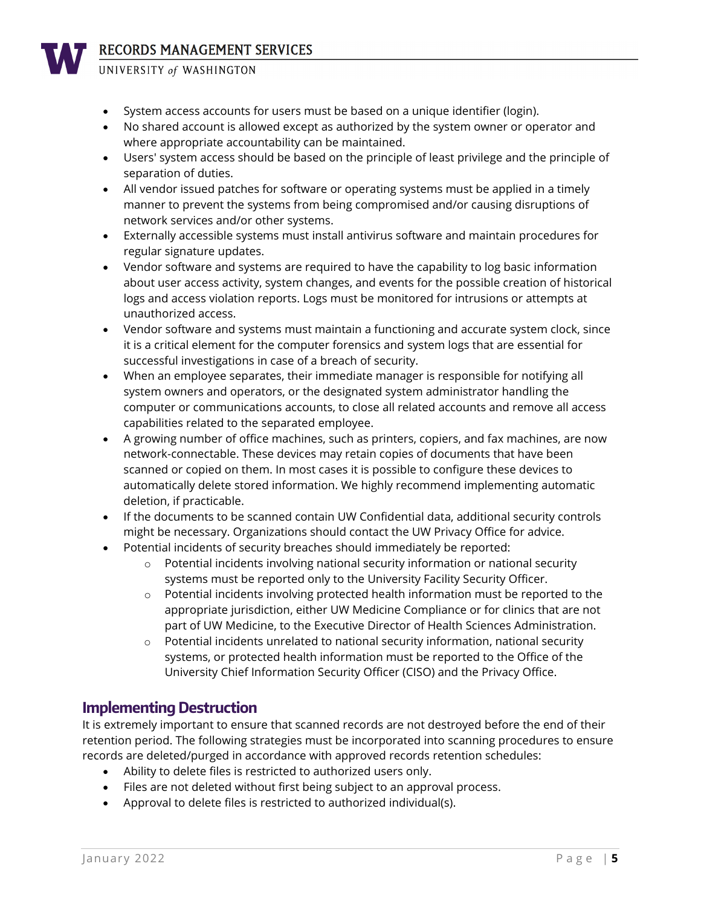- System access accounts for users must be based on a unique identifier (login).
- No shared account is allowed except as authorized by the system owner or operator and where appropriate accountability can be maintained.
- Users' system access should be based on the principle of least privilege and the principle of separation of duties.
- All vendor issued patches for software or operating systems must be applied in a timely manner to prevent the systems from being compromised and/or causing disruptions of network services and/or other systems.
- Externally accessible systems must install antivirus software and maintain procedures for regular signature updates.
- Vendor software and systems are required to have the capability to log basic information about user access activity, system changes, and events for the possible creation of historical logs and access violation reports. Logs must be monitored for intrusions or attempts at unauthorized access.
- Vendor software and systems must maintain a functioning and accurate system clock, since it is a critical element for the computer forensics and system logs that are essential for successful investigations in case of a breach of security.
- When an employee separates, their immediate manager is responsible for notifying all system owners and operators, or the designated system administrator handling the computer or communications accounts, to close all related accounts and remove all access capabilities related to the separated employee.
- A growing number of office machines, such as printers, copiers, and fax machines, are now network-connectable. These devices may retain copies of documents that have been scanned or copied on them. In most cases it is possible to configure these devices to automatically delete stored information. We highly recommend implementing automatic deletion, if practicable.
- If the documents to be scanned contain UW Confidential data, additional security controls might be necessary. Organizations should contact the UW Privacy Office for advice.
- Potential incidents of security breaches should immediately be reported:
  - Potential incidents involving national security information or national security systems must be reported only to the University Facility Security Officer.
  - Potential incidents involving protected health information must be reported to the appropriate jurisdiction, either UW Medicine Compliance or for clinics that are not part of UW Medicine, to the Executive Director of Health Sciences Administration.
  - Potential incidents unrelated to national security information, national security systems, or protected health information must be reported to the Office of the University Chief Information Security Officer (CISO) and the Privacy Office.

## Implementing Destruction

It is extremely important to ensure that scanned records are not destroyed before the end of their retention period. The following strategies must be incorporated into scanning procedures to ensure records are deleted/purged in accordance with approved records retention schedules:

- Ability to delete files is restricted to authorized users only.
- Files are not deleted without first being subject to an approval process.
- Approval to delete files is restricted to authorized individual(s).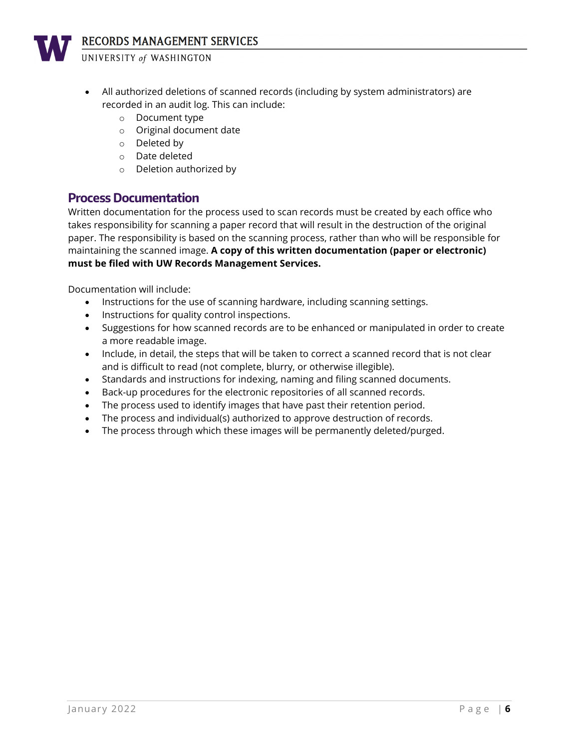- All authorized deletions of scanned records (including by system administrators) are recorded in an audit log. This can include:
    - Document type
    - Original document date
    - Deleted by
    - Date deleted
    - Deletion authorized by

## Process Documentation

Written documentation for the process used to scan records must be created by each office who takes responsibility for scanning a paper record that will result in the destruction of the original paper. The responsibility is based on the scanning process, rather than who will be responsible for maintaining the scanned image. **A copy of this written documentation (paper or electronic) must be filed with UW Records Management Services.**

Documentation will include:

- Instructions for the use of scanning hardware, including scanning settings.
- Instructions for quality control inspections.
- Suggestions for how scanned records are to be enhanced or manipulated in order to create a more readable image.
- Include, in detail, the steps that will be taken to correct a scanned record that is not clear and is difficult to read (not complete, blurry, or otherwise illegible).
- Standards and instructions for indexing, naming and filing scanned documents.
- Back-up procedures for the electronic repositories of all scanned records.
- The process used to identify images that have past their retention period.
- The process and individual(s) authorized to approve destruction of records.
- The process through which these images will be permanently deleted/purged.